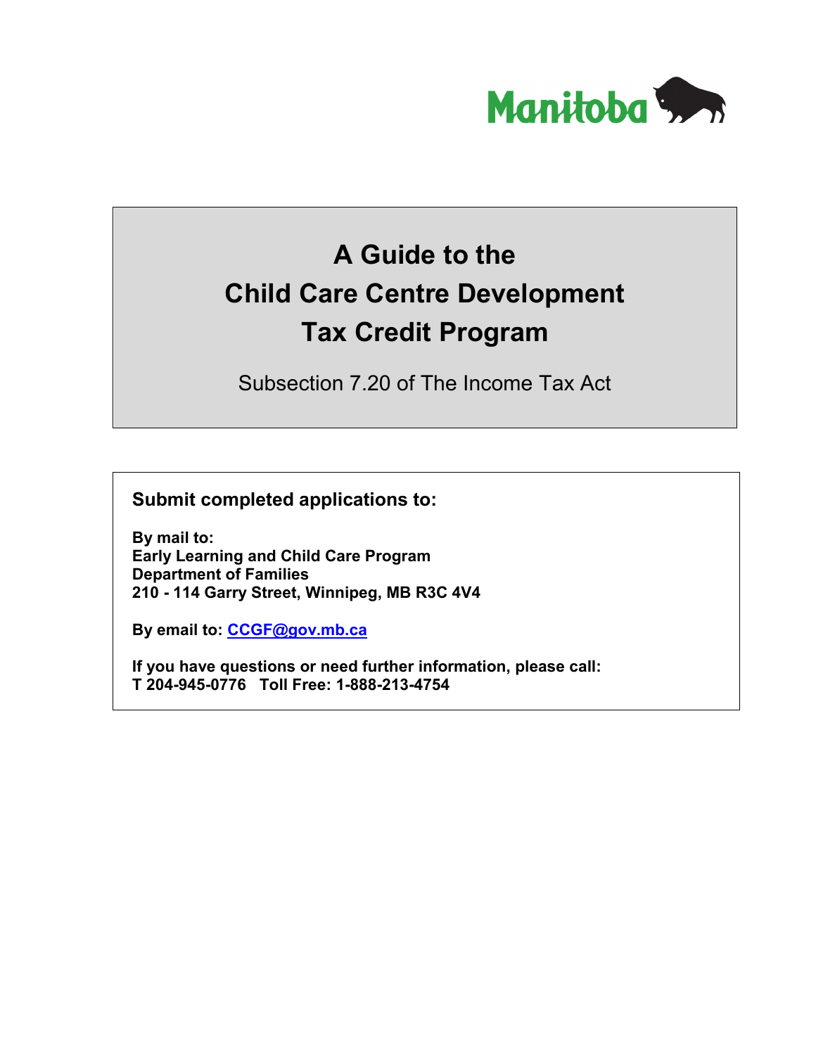Manitoba

# A Guide to the Child Care Centre Development Tax Credit Program

Subsection 7.20 of The Income Tax Act

**Submit completed applications to:**

**By mail to:**
**Early Learning and Child Care Program**
**Department of Families**
**210 - 114 Garry Street, Winnipeg, MB R3C 4V4**

**By email to:** **CCGF@gov.mb.ca**

**If you have questions or need further information, please call:**
**T 204-945-0776 Toll Free: 1-888-213-4754**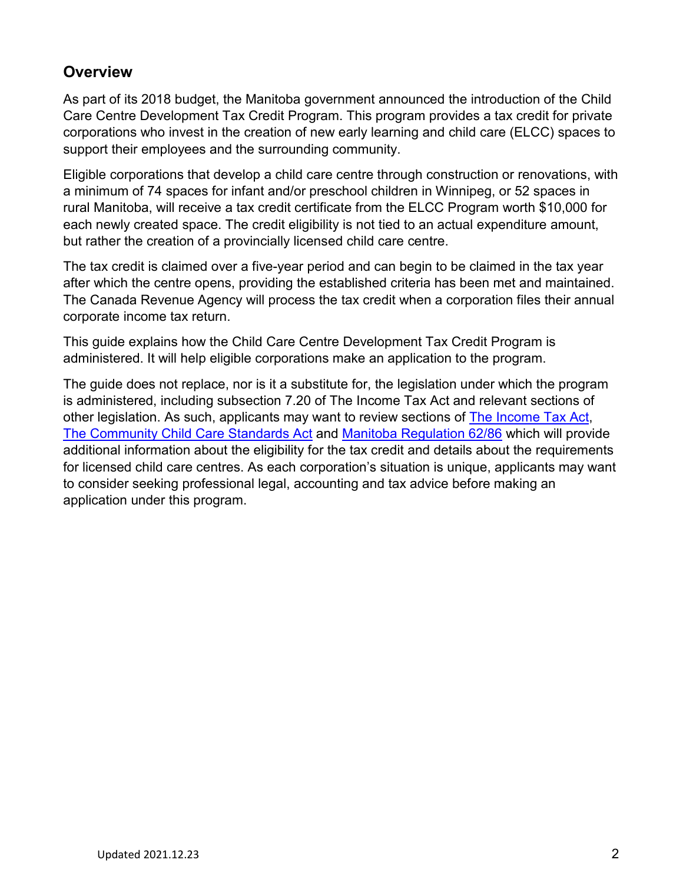## Overview

As part of its 2018 budget, the Manitoba government announced the introduction of the Child Care Centre Development Tax Credit Program. This program provides a tax credit for private corporations who invest in the creation of new early learning and child care (ELCC) spaces to support their employees and the surrounding community.

Eligible corporations that develop a child care centre through construction or renovations, with a minimum of 74 spaces for infant and/or preschool children in Winnipeg, or 52 spaces in rural Manitoba, will receive a tax credit certificate from the ELCC Program worth $10,000 for each newly created space. The credit eligibility is not tied to an actual expenditure amount, but rather the creation of a provincially licensed child care centre.

The tax credit is claimed over a five-year period and can begin to be claimed in the tax year after which the centre opens, providing the established criteria has been met and maintained. The Canada Revenue Agency will process the tax credit when a corporation files their annual corporate income tax return.

This guide explains how the Child Care Centre Development Tax Credit Program is administered. It will help eligible corporations make an application to the program.

The guide does not replace, nor is it a substitute for, the legislation under which the program is administered, including subsection 7.20 of The Income Tax Act and relevant sections of other legislation. As such, applicants may want to review sections of The Income Tax Act, The Community Child Care Standards Act and Manitoba Regulation 62/86 which will provide additional information about the eligibility for the tax credit and details about the requirements for licensed child care centres. As each corporation's situation is unique, applicants may want to consider seeking professional legal, accounting and tax advice before making an application under this program.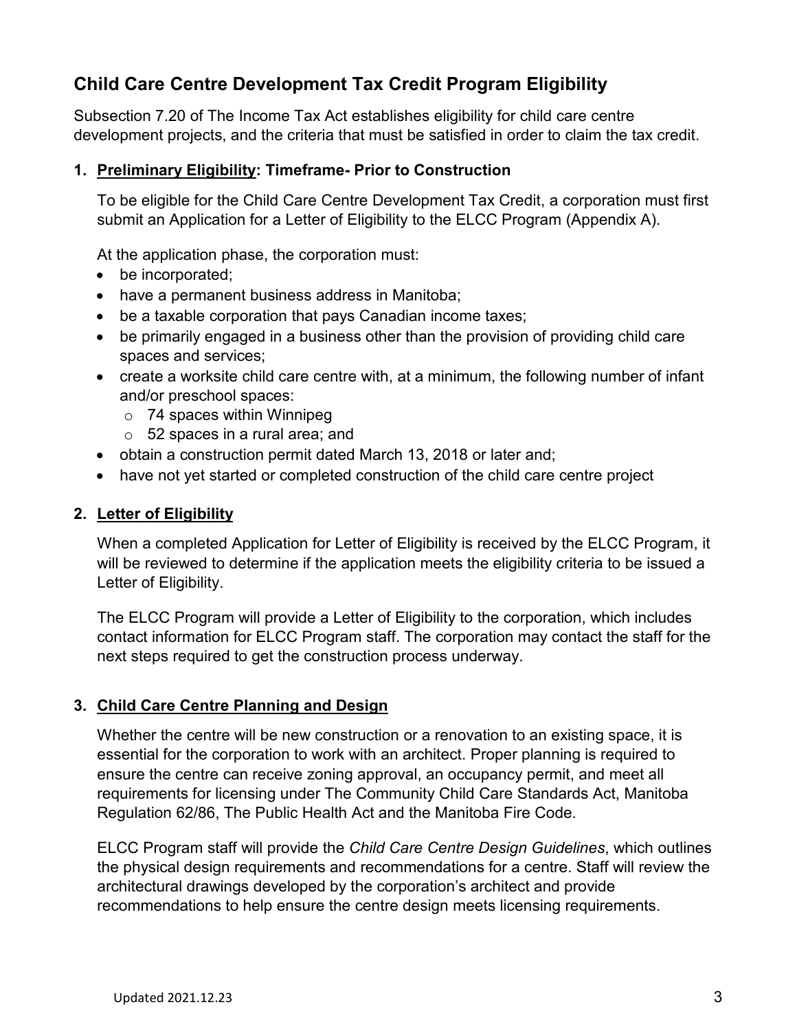## Child Care Centre Development Tax Credit Program Eligibility

Subsection 7.20 of The Income Tax Act establishes eligibility for child care centre development projects, and the criteria that must be satisfied in order to claim the tax credit.

### 1. Preliminary Eligibility: Timeframe- Prior to Construction

To be eligible for the Child Care Centre Development Tax Credit, a corporation must first submit an Application for a Letter of Eligibility to the ELCC Program (Appendix A).

At the application phase, the corporation must:

- be incorporated;
- have a permanent business address in Manitoba;
- be a taxable corporation that pays Canadian income taxes;
- be primarily engaged in a business other than the provision of providing child care spaces and services;
- create a worksite child care centre with, at a minimum, the following number of infant and/or preschool spaces:
  - 74 spaces within Winnipeg
  - 52 spaces in a rural area; and
- obtain a construction permit dated March 13, 2018 or later and;
- have not yet started or completed construction of the child care centre project

### 2. Letter of Eligibility

When a completed Application for Letter of Eligibility is received by the ELCC Program, it will be reviewed to determine if the application meets the eligibility criteria to be issued a Letter of Eligibility.

The ELCC Program will provide a Letter of Eligibility to the corporation, which includes contact information for ELCC Program staff. The corporation may contact the staff for the next steps required to get the construction process underway.

### 3. Child Care Centre Planning and Design

Whether the centre will be new construction or a renovation to an existing space, it is essential for the corporation to work with an architect. Proper planning is required to ensure the centre can receive zoning approval, an occupancy permit, and meet all requirements for licensing under The Community Child Care Standards Act, Manitoba Regulation 62/86, The Public Health Act and the Manitoba Fire Code.

ELCC Program staff will provide the *Child Care Centre Design Guidelines*, which outlines the physical design requirements and recommendations for a centre. Staff will review the architectural drawings developed by the corporation's architect and provide recommendations to help ensure the centre design meets licensing requirements.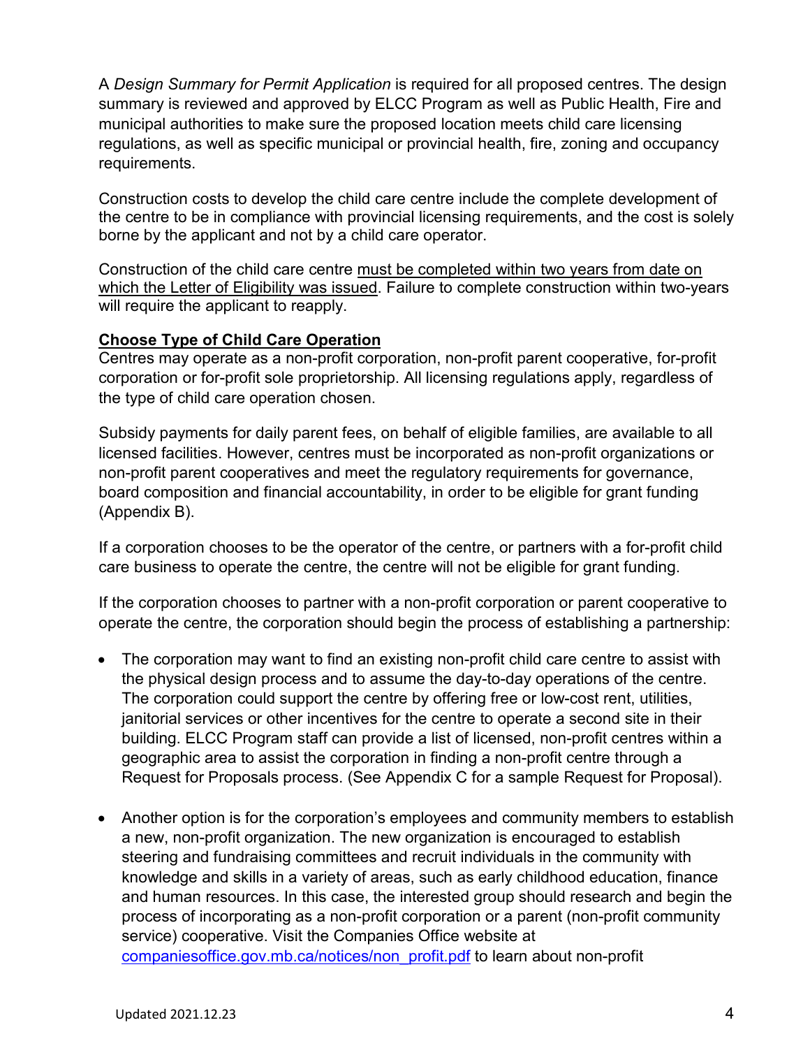A *Design Summary for Permit Application* is required for all proposed centres. The design summary is reviewed and approved by ELCC Program as well as Public Health, Fire and municipal authorities to make sure the proposed location meets child care licensing regulations, as well as specific municipal or provincial health, fire, zoning and occupancy requirements.

Construction costs to develop the child care centre include the complete development of the centre to be in compliance with provincial licensing requirements, and the cost is solely borne by the applicant and not by a child care operator.

Construction of the child care centre must be completed within two years from date on which the Letter of Eligibility was issued. Failure to complete construction within two-years will require the applicant to reapply.

**Choose Type of Child Care Operation**

Centres may operate as a non-profit corporation, non-profit parent cooperative, for-profit corporation or for-profit sole proprietorship. All licensing regulations apply, regardless of the type of child care operation chosen.

Subsidy payments for daily parent fees, on behalf of eligible families, are available to all licensed facilities. However, centres must be incorporated as non-profit organizations or non-profit parent cooperatives and meet the regulatory requirements for governance, board composition and financial accountability, in order to be eligible for grant funding (Appendix B).

If a corporation chooses to be the operator of the centre, or partners with a for-profit child care business to operate the centre, the centre will not be eligible for grant funding.

If the corporation chooses to partner with a non-profit corporation or parent cooperative to operate the centre, the corporation should begin the process of establishing a partnership:

- The corporation may want to find an existing non-profit child care centre to assist with the physical design process and to assume the day-to-day operations of the centre. The corporation could support the centre by offering free or low-cost rent, utilities, janitorial services or other incentives for the centre to operate a second site in their building. ELCC Program staff can provide a list of licensed, non-profit centres within a geographic area to assist the corporation in finding a non-profit centre through a Request for Proposals process. (See Appendix C for a sample Request for Proposal).

- Another option is for the corporation's employees and community members to establish a new, non-profit organization. The new organization is encouraged to establish steering and fundraising committees and recruit individuals in the community with knowledge and skills in a variety of areas, such as early childhood education, finance and human resources. In this case, the interested group should research and begin the process of incorporating as a non-profit corporation or a parent (non-profit community service) cooperative. Visit the Companies Office website at companiesoffice.gov.mb.ca/notices/non_profit.pdf to learn about non-profit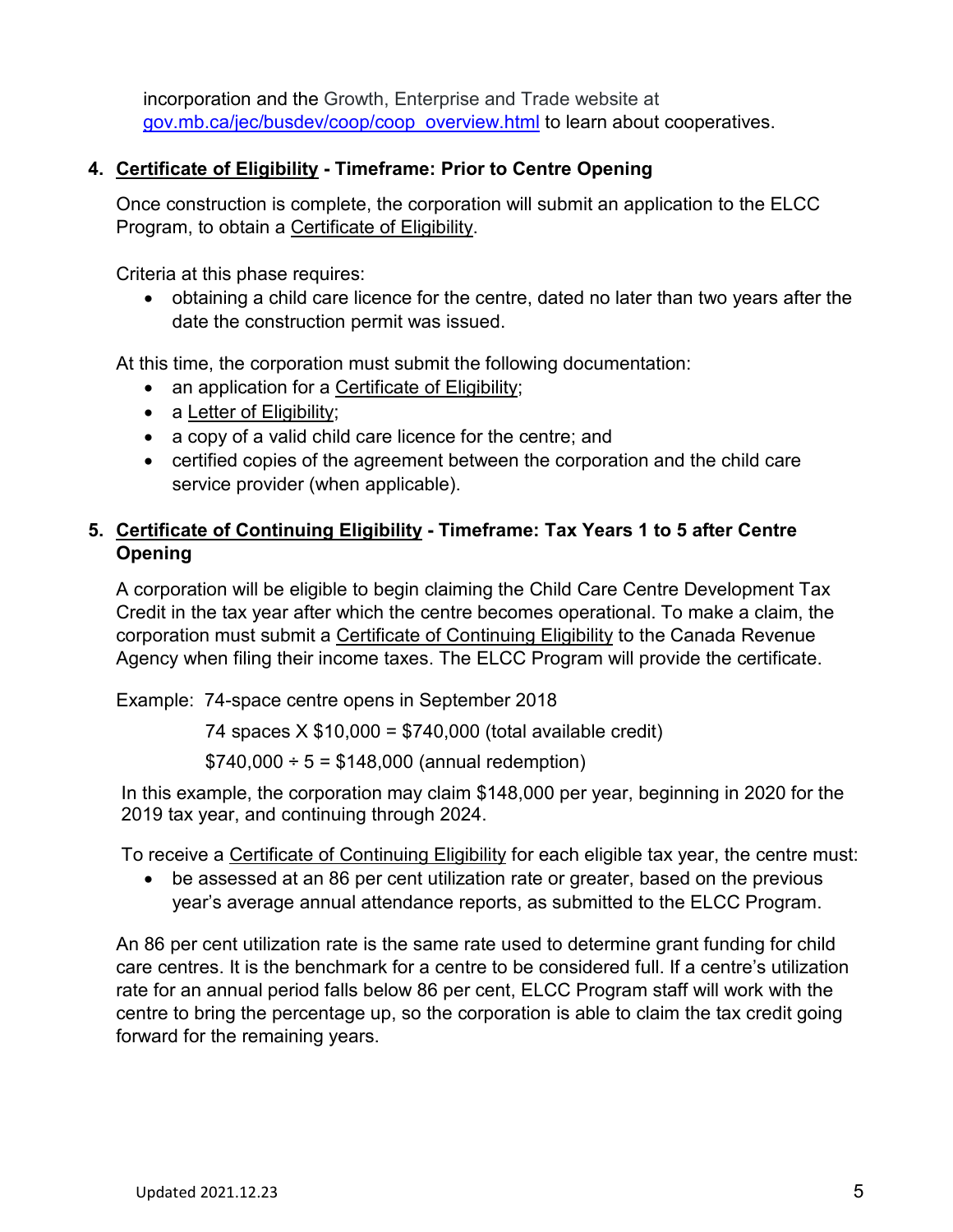incorporation and the Growth, Enterprise and Trade website at [gov.mb.ca/jec/busdev/coop/coop_overview.html](gov.mb.ca/jec/busdev/coop/coop_overview.html) to learn about cooperatives.

4. **Certificate of Eligibility - Timeframe: Prior to Centre Opening**

   Once construction is complete, the corporation will submit an application to the ELCC Program, to obtain a Certificate of Eligibility.

   Criteria at this phase requires:
   - obtaining a child care licence for the centre, dated no later than two years after the date the construction permit was issued.

   At this time, the corporation must submit the following documentation:
   - an application for a Certificate of Eligibility;
   - a Letter of Eligibility;
   - a copy of a valid child care licence for the centre; and
   - certified copies of the agreement between the corporation and the child care service provider (when applicable).

5. **Certificate of Continuing Eligibility - Timeframe: Tax Years 1 to 5 after Centre Opening**

   A corporation will be eligible to begin claiming the Child Care Centre Development Tax Credit in the tax year after which the centre becomes operational. To make a claim, the corporation must submit a Certificate of Continuing Eligibility to the Canada Revenue Agency when filing their income taxes. The ELCC Program will provide the certificate.

   Example: 74-space centre opens in September 2018

   74 spaces X $10,000 = $740,000 (total available credit)

   $740,000 ÷ 5 = $148,000 (annual redemption)

   In this example, the corporation may claim $148,000 per year, beginning in 2020 for the 2019 tax year, and continuing through 2024.

   To receive a Certificate of Continuing Eligibility for each eligible tax year, the centre must:
   - be assessed at an 86 per cent utilization rate or greater, based on the previous year's average annual attendance reports, as submitted to the ELCC Program.

   An 86 per cent utilization rate is the same rate used to determine grant funding for child care centres. It is the benchmark for a centre to be considered full. If a centre's utilization rate for an annual period falls below 86 per cent, ELCC Program staff will work with the centre to bring the percentage up, so the corporation is able to claim the tax credit going forward for the remaining years.

Updated 2021.12.23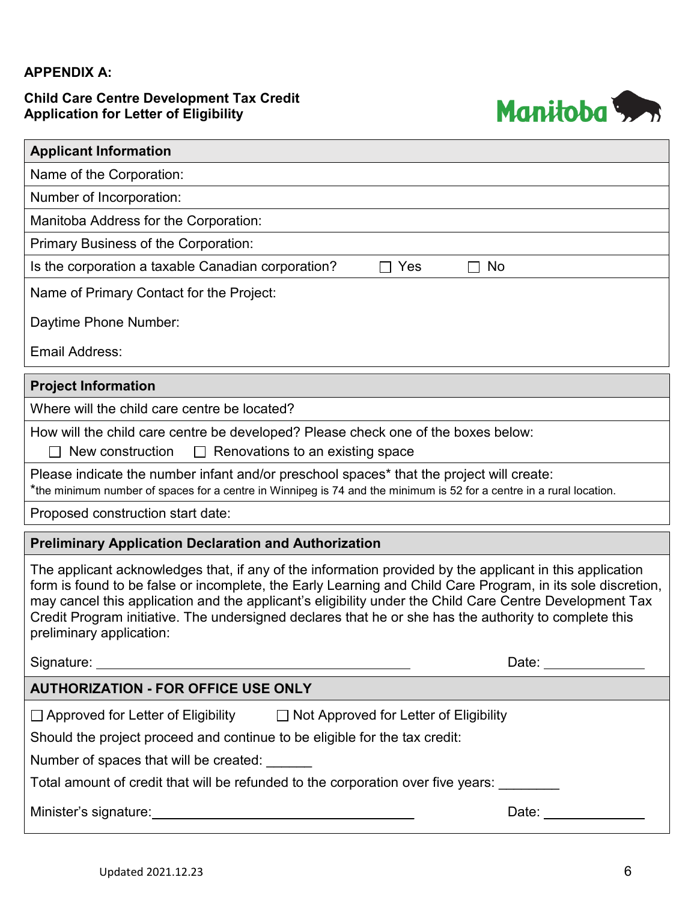**APPENDIX A:**

**Child Care Centre Development Tax Credit**
**Application for Letter of Eligibility**

Manitoba

| **Applicant Information** |
|---|
| Name of the Corporation: |
| Number of Incorporation: |
| Manitoba Address for the Corporation: |
| Primary Business of the Corporation: |
| Is the corporation a taxable Canadian corporation? ☐ Yes ☐ No |
| Name of Primary Contact for the Project:<br><br>Daytime Phone Number:<br><br>Email Address: |

| **Project Information** |
|---|
| Where will the child care centre be located? |
| How will the child care centre be developed? Please check one of the boxes below:<br>☐ New construction ☐ Renovations to an existing space |
| Please indicate the number infant and/or preschool spaces* that the project will create:<br>*the minimum number of spaces for a centre in Winnipeg is 74 and the minimum is 52 for a centre in a rural location. |
| Proposed construction start date: |

| **Preliminary Application Declaration and Authorization** |
|---|
| The applicant acknowledges that, if any of the information provided by the applicant in this application form is found to be false or incomplete, the Early Learning and Child Care Program, in its sole discretion, may cancel this application and the applicant's eligibility under the Child Care Centre Development Tax Credit Program initiative. The undersigned declares that he or she has the authority to complete this preliminary application:<br><br>Signature: ______________________________ Date: ____________ |

| **AUTHORIZATION - FOR OFFICE USE ONLY** |
|---|
| ☐ Approved for Letter of Eligibility ☐ Not Approved for Letter of Eligibility |
| Should the project proceed and continue to be eligible for the tax credit: |
| Number of spaces that will be created: ______ |
| Total amount of credit that will be refunded to the corporation over five years: ________ |
| Minister's signature: ______________________________ Date: ____________ |

Updated 2021.12.23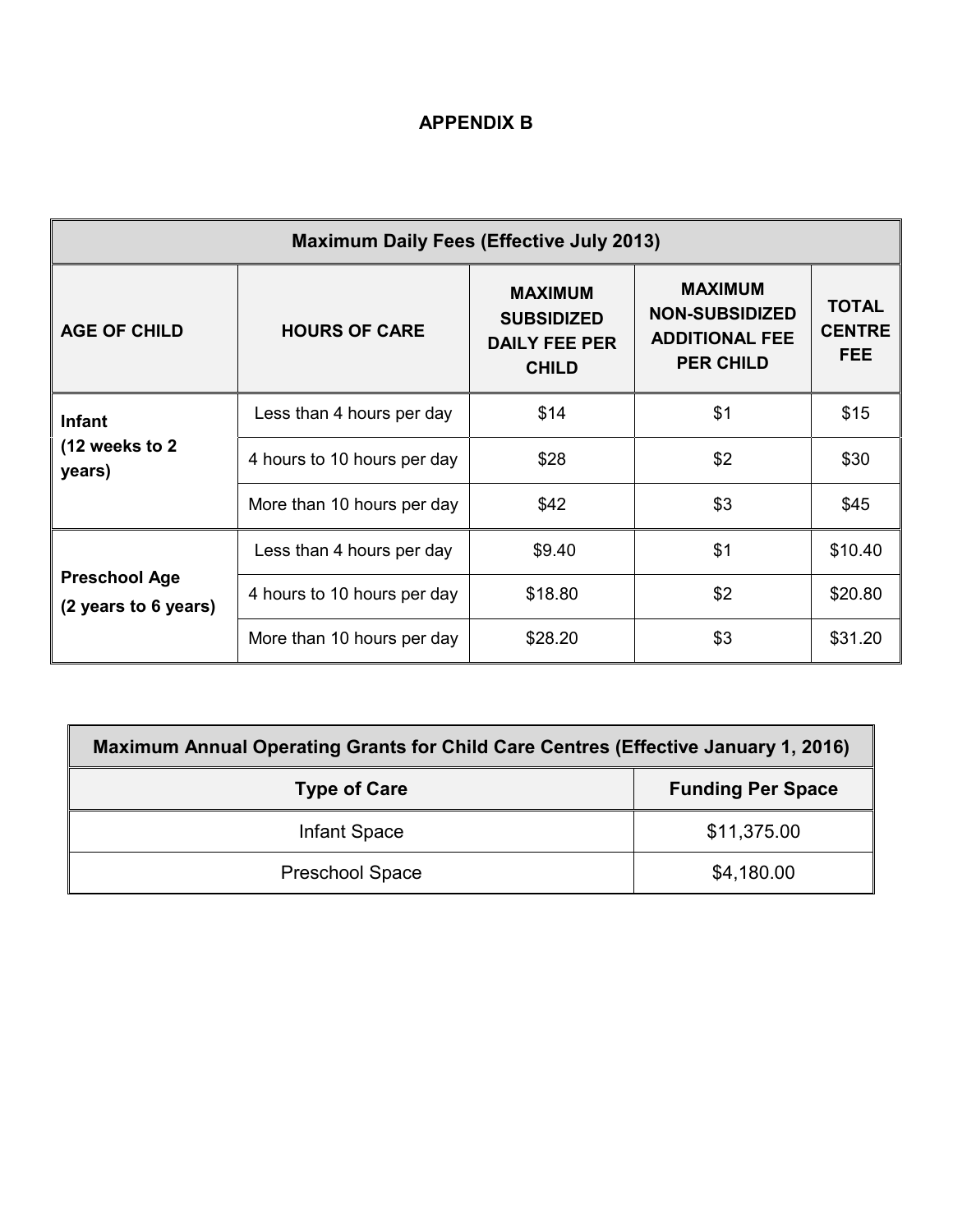## APPENDIX B

| Maximum Daily Fees (Effective July 2013) | | | | |
|---|---|---|---|---|
| **AGE OF CHILD** | **HOURS OF CARE** | **MAXIMUM SUBSIDIZED DAILY FEE PER CHILD** | **MAXIMUM NON-SUBSIDIZED ADDITIONAL FEE PER CHILD** | **TOTAL CENTRE FEE** |
| **Infant (12 weeks to 2 years)** | Less than 4 hours per day | $14 | $1 | $15 |
| | 4 hours to 10 hours per day | $28 | $2 | $30 |
| | More than 10 hours per day | $42 | $3 | $45 |
| **Preschool Age (2 years to 6 years)** | Less than 4 hours per day | $9.40 | $1 | $10.40 |
| | 4 hours to 10 hours per day | $18.80 | $2 | $20.80 |
| | More than 10 hours per day | $28.20 | $3 | $31.20 |

| Maximum Annual Operating Grants for Child Care Centres (Effective January 1, 2016) | |
|---|---|
| **Type of Care** | **Funding Per Space** |
| Infant Space | $11,375.00 |
| Preschool Space | $4,180.00 |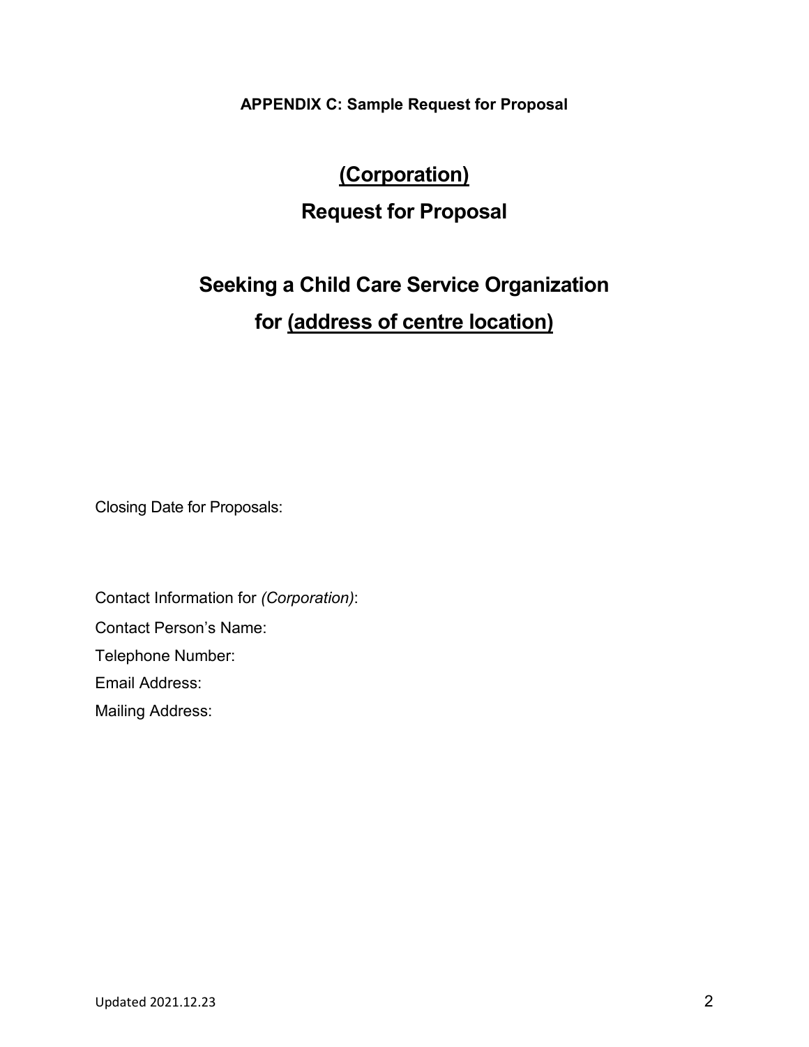**APPENDIX C: Sample Request for Proposal**

# <u>(Corporation)</u>

# Request for Proposal

# Seeking a Child Care Service Organization

# for <u>(address of centre location)</u>

Closing Date for Proposals:

Contact Information for *(Corporation)*:

Contact Person's Name:

Telephone Number:

Email Address:

Mailing Address:

Updated 2021.12.23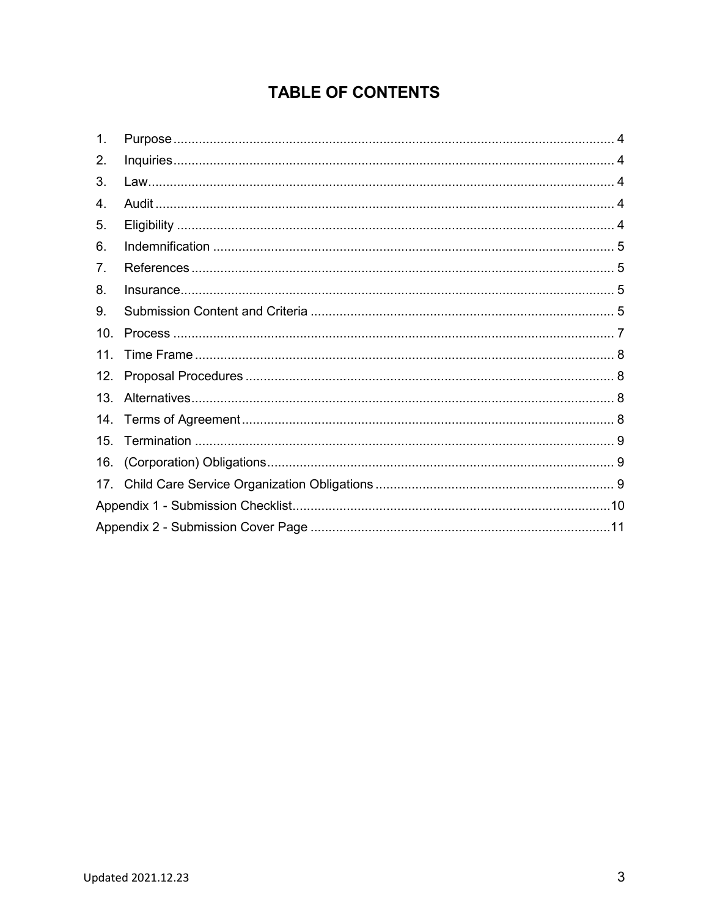# TABLE OF CONTENTS

1. Purpose .......... 4
2. Inquiries .......... 4
3. Law .......... 4
4. Audit .......... 4
5. Eligibility .......... 4
6. Indemnification .......... 5
7. References .......... 5
8. Insurance .......... 5
9. Submission Content and Criteria .......... 5
10. Process .......... 7
11. Time Frame .......... 8
12. Proposal Procedures .......... 8
13. Alternatives .......... 8
14. Terms of Agreement .......... 8
15. Termination .......... 9
16. (Corporation) Obligations .......... 9
17. Child Care Service Organization Obligations .......... 9

Appendix 1 - Submission Checklist .......... 10

Appendix 2 - Submission Cover Page .......... 11

Updated 2021.12.23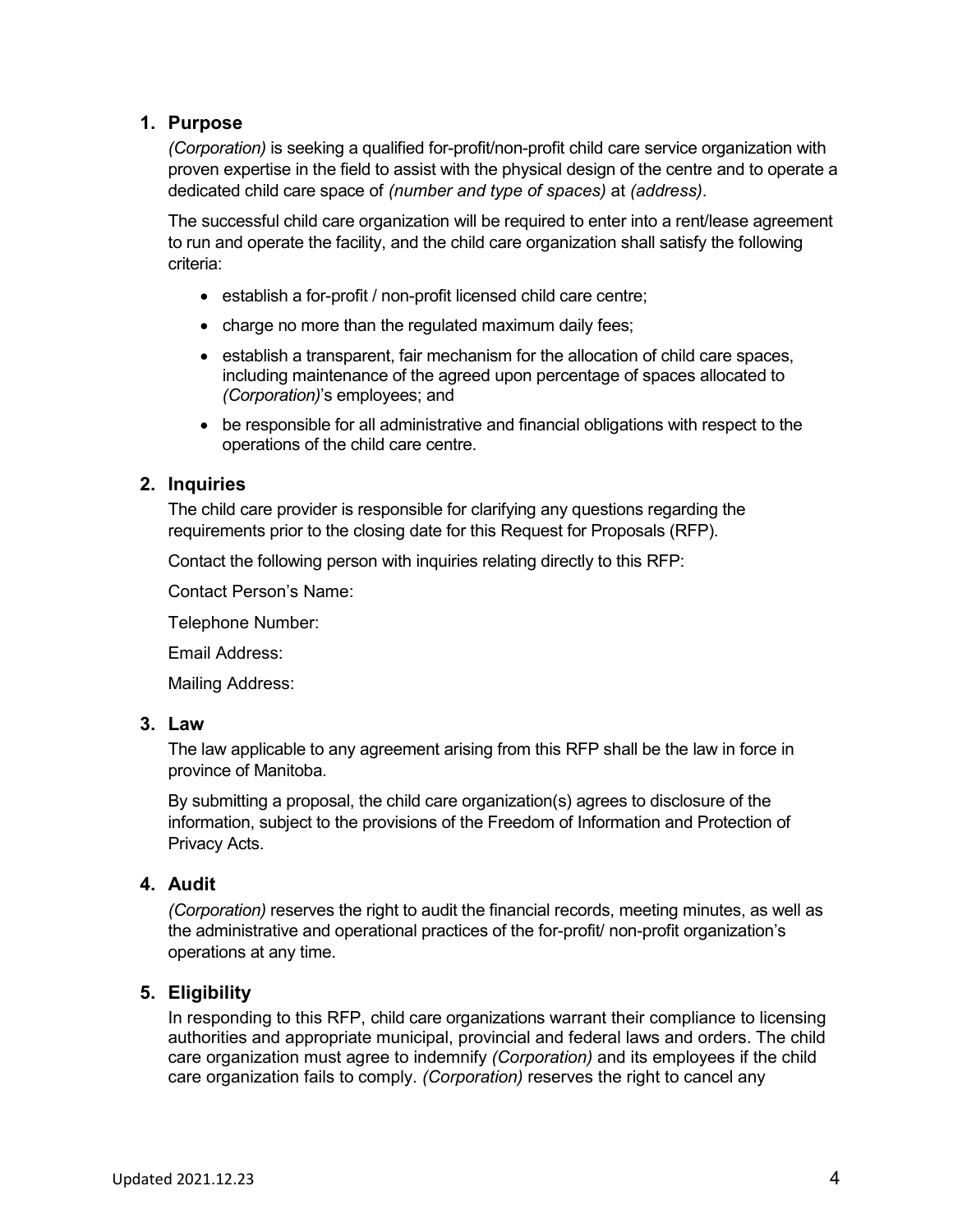## 1. Purpose

*(Corporation)* is seeking a qualified for-profit/non-profit child care service organization with proven expertise in the field to assist with the physical design of the centre and to operate a dedicated child care space of *(number and type of spaces)* at *(address)*.

The successful child care organization will be required to enter into a rent/lease agreement to run and operate the facility, and the child care organization shall satisfy the following criteria:

- establish a for-profit / non-profit licensed child care centre;
- charge no more than the regulated maximum daily fees;
- establish a transparent, fair mechanism for the allocation of child care spaces, including maintenance of the agreed upon percentage of spaces allocated to *(Corporation)*'s employees; and
- be responsible for all administrative and financial obligations with respect to the operations of the child care centre.

## 2. Inquiries

The child care provider is responsible for clarifying any questions regarding the requirements prior to the closing date for this Request for Proposals (RFP).

Contact the following person with inquiries relating directly to this RFP:

Contact Person's Name:

Telephone Number:

Email Address:

Mailing Address:

## 3. Law

The law applicable to any agreement arising from this RFP shall be the law in force in province of Manitoba.

By submitting a proposal, the child care organization(s) agrees to disclosure of the information, subject to the provisions of the Freedom of Information and Protection of Privacy Acts.

## 4. Audit

*(Corporation)* reserves the right to audit the financial records, meeting minutes, as well as the administrative and operational practices of the for-profit/ non-profit organization's operations at any time.

## 5. Eligibility

In responding to this RFP, child care organizations warrant their compliance to licensing authorities and appropriate municipal, provincial and federal laws and orders. The child care organization must agree to indemnify *(Corporation)* and its employees if the child care organization fails to comply. *(Corporation)* reserves the right to cancel any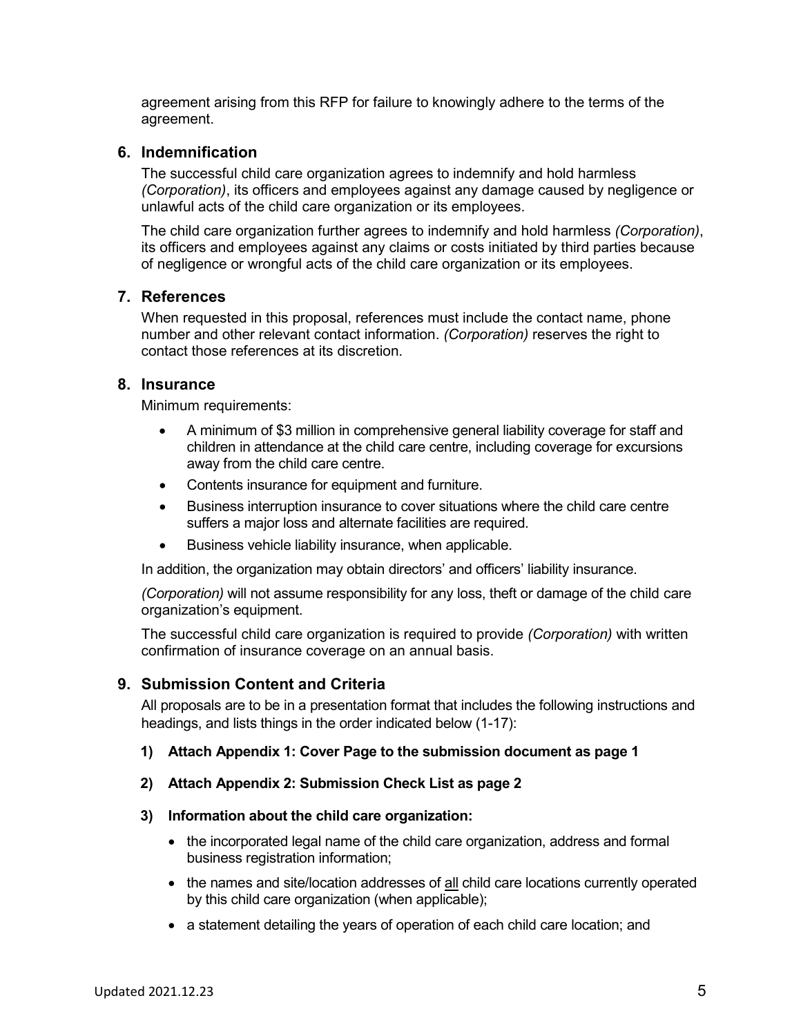agreement arising from this RFP for failure to knowingly adhere to the terms of the agreement.

## 6. Indemnification

The successful child care organization agrees to indemnify and hold harmless *(Corporation)*, its officers and employees against any damage caused by negligence or unlawful acts of the child care organization or its employees.

The child care organization further agrees to indemnify and hold harmless *(Corporation)*, its officers and employees against any claims or costs initiated by third parties because of negligence or wrongful acts of the child care organization or its employees.

## 7. References

When requested in this proposal, references must include the contact name, phone number and other relevant contact information. *(Corporation)* reserves the right to contact those references at its discretion.

## 8. Insurance

Minimum requirements:

- A minimum of $3 million in comprehensive general liability coverage for staff and children in attendance at the child care centre, including coverage for excursions away from the child care centre.
- Contents insurance for equipment and furniture.
- Business interruption insurance to cover situations where the child care centre suffers a major loss and alternate facilities are required.
- Business vehicle liability insurance, when applicable.

In addition, the organization may obtain directors' and officers' liability insurance.

*(Corporation)* will not assume responsibility for any loss, theft or damage of the child care organization's equipment.

The successful child care organization is required to provide *(Corporation)* with written confirmation of insurance coverage on an annual basis.

## 9. Submission Content and Criteria

All proposals are to be in a presentation format that includes the following instructions and headings, and lists things in the order indicated below (1-17):

**1) Attach Appendix 1: Cover Page to the submission document as page 1**

**2) Attach Appendix 2: Submission Check List as page 2**

**3) Information about the child care organization:**

- the incorporated legal name of the child care organization, address and formal business registration information;
- the names and site/location addresses of <u>all</u> child care locations currently operated by this child care organization (when applicable);
- a statement detailing the years of operation of each child care location; and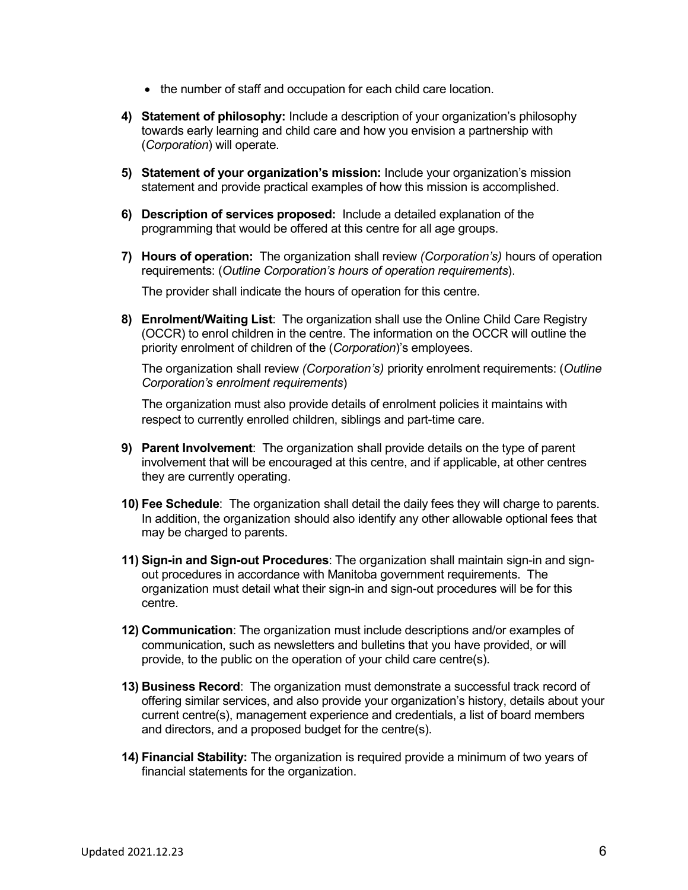- the number of staff and occupation for each child care location.

4) **Statement of philosophy:** Include a description of your organization's philosophy towards early learning and child care and how you envision a partnership with (*Corporation*) will operate.

5) **Statement of your organization's mission:** Include your organization's mission statement and provide practical examples of how this mission is accomplished.

6) **Description of services proposed:** Include a detailed explanation of the programming that would be offered at this centre for all age groups.

7) **Hours of operation:** The organization shall review *(Corporation's)* hours of operation requirements: (*Outline Corporation's hours of operation requirements*).

   The provider shall indicate the hours of operation for this centre.

8) **Enrolment/Waiting List**: The organization shall use the Online Child Care Registry (OCCR) to enrol children in the centre. The information on the OCCR will outline the priority enrolment of children of the (*Corporation*)'s employees.

   The organization shall review *(Corporation's)* priority enrolment requirements: (*Outline Corporation's enrolment requirements*)

   The organization must also provide details of enrolment policies it maintains with respect to currently enrolled children, siblings and part-time care.

9) **Parent Involvement**: The organization shall provide details on the type of parent involvement that will be encouraged at this centre, and if applicable, at other centres they are currently operating.

10) **Fee Schedule**: The organization shall detail the daily fees they will charge to parents. In addition, the organization should also identify any other allowable optional fees that may be charged to parents.

11) **Sign-in and Sign-out Procedures**: The organization shall maintain sign-in and sign-out procedures in accordance with Manitoba government requirements. The organization must detail what their sign-in and sign-out procedures will be for this centre.

12) **Communication**: The organization must include descriptions and/or examples of communication, such as newsletters and bulletins that you have provided, or will provide, to the public on the operation of your child care centre(s).

13) **Business Record**: The organization must demonstrate a successful track record of offering similar services, and also provide your organization's history, details about your current centre(s), management experience and credentials, a list of board members and directors, and a proposed budget for the centre(s).

14) **Financial Stability:** The organization is required provide a minimum of two years of financial statements for the organization.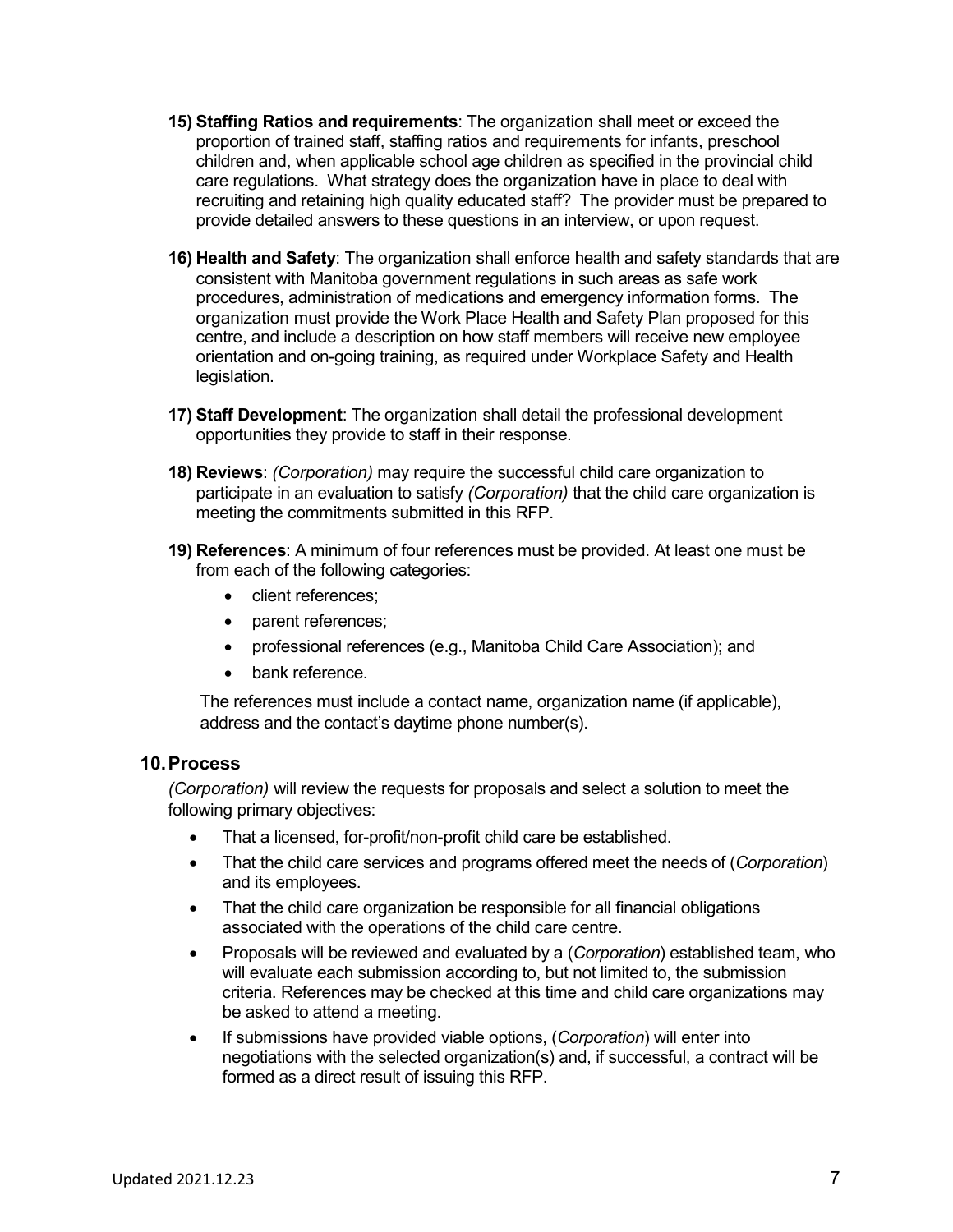15) **Staffing Ratios and requirements**: The organization shall meet or exceed the proportion of trained staff, staffing ratios and requirements for infants, preschool children and, when applicable school age children as specified in the provincial child care regulations. What strategy does the organization have in place to deal with recruiting and retaining high quality educated staff? The provider must be prepared to provide detailed answers to these questions in an interview, or upon request.

16) **Health and Safety**: The organization shall enforce health and safety standards that are consistent with Manitoba government regulations in such areas as safe work procedures, administration of medications and emergency information forms. The organization must provide the Work Place Health and Safety Plan proposed for this centre, and include a description on how staff members will receive new employee orientation and on-going training, as required under Workplace Safety and Health legislation.

17) **Staff Development**: The organization shall detail the professional development opportunities they provide to staff in their response.

18) **Reviews**: *(Corporation)* may require the successful child care organization to participate in an evaluation to satisfy *(Corporation)* that the child care organization is meeting the commitments submitted in this RFP.

19) **References**: A minimum of four references must be provided. At least one must be from each of the following categories:
    - client references;
    - parent references;
    - professional references (e.g., Manitoba Child Care Association); and
    - bank reference.

    The references must include a contact name, organization name (if applicable), address and the contact's daytime phone number(s).

## 10. Process

*(Corporation)* will review the requests for proposals and select a solution to meet the following primary objectives:

- That a licensed, for-profit/non-profit child care be established.
- That the child care services and programs offered meet the needs of (*Corporation*) and its employees.
- That the child care organization be responsible for all financial obligations associated with the operations of the child care centre.
- Proposals will be reviewed and evaluated by a (*Corporation*) established team, who will evaluate each submission according to, but not limited to, the submission criteria. References may be checked at this time and child care organizations may be asked to attend a meeting.
- If submissions have provided viable options, (*Corporation*) will enter into negotiations with the selected organization(s) and, if successful, a contract will be formed as a direct result of issuing this RFP.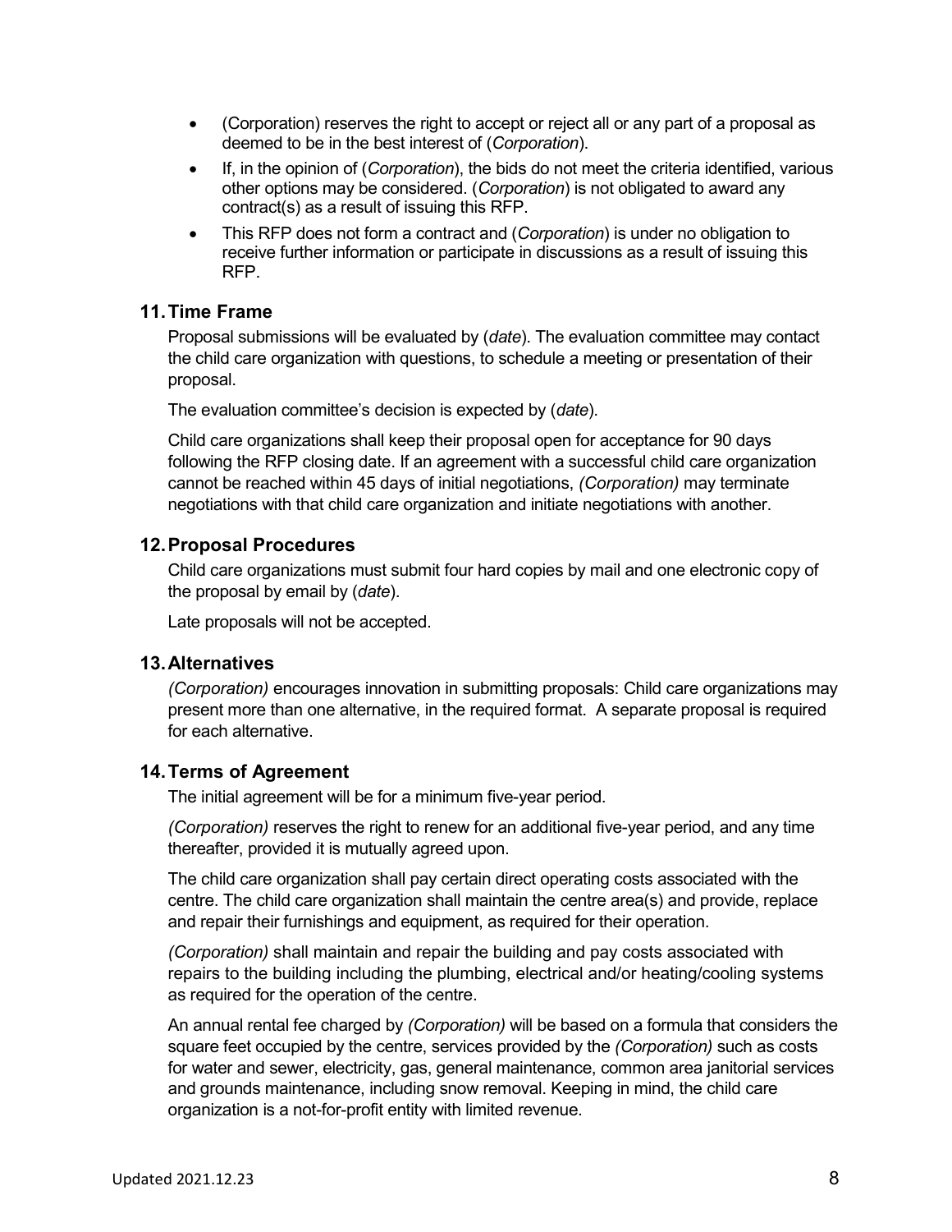- (Corporation) reserves the right to accept or reject all or any part of a proposal as deemed to be in the best interest of (*Corporation*).
- If, in the opinion of (*Corporation*), the bids do not meet the criteria identified, various other options may be considered. (*Corporation*) is not obligated to award any contract(s) as a result of issuing this RFP.
- This RFP does not form a contract and (*Corporation*) is under no obligation to receive further information or participate in discussions as a result of issuing this RFP.

## 11. Time Frame

Proposal submissions will be evaluated by (*date*). The evaluation committee may contact the child care organization with questions, to schedule a meeting or presentation of their proposal.

The evaluation committee's decision is expected by (*date*).

Child care organizations shall keep their proposal open for acceptance for 90 days following the RFP closing date. If an agreement with a successful child care organization cannot be reached within 45 days of initial negotiations, *(Corporation)* may terminate negotiations with that child care organization and initiate negotiations with another.

## 12. Proposal Procedures

Child care organizations must submit four hard copies by mail and one electronic copy of the proposal by email by (*date*).

Late proposals will not be accepted.

## 13. Alternatives

*(Corporation)* encourages innovation in submitting proposals: Child care organizations may present more than one alternative, in the required format. A separate proposal is required for each alternative.

## 14. Terms of Agreement

The initial agreement will be for a minimum five-year period.

*(Corporation)* reserves the right to renew for an additional five-year period, and any time thereafter, provided it is mutually agreed upon.

The child care organization shall pay certain direct operating costs associated with the centre. The child care organization shall maintain the centre area(s) and provide, replace and repair their furnishings and equipment, as required for their operation.

*(Corporation)* shall maintain and repair the building and pay costs associated with repairs to the building including the plumbing, electrical and/or heating/cooling systems as required for the operation of the centre.

An annual rental fee charged by *(Corporation)* will be based on a formula that considers the square feet occupied by the centre, services provided by the *(Corporation)* such as costs for water and sewer, electricity, gas, general maintenance, common area janitorial services and grounds maintenance, including snow removal. Keeping in mind, the child care organization is a not-for-profit entity with limited revenue.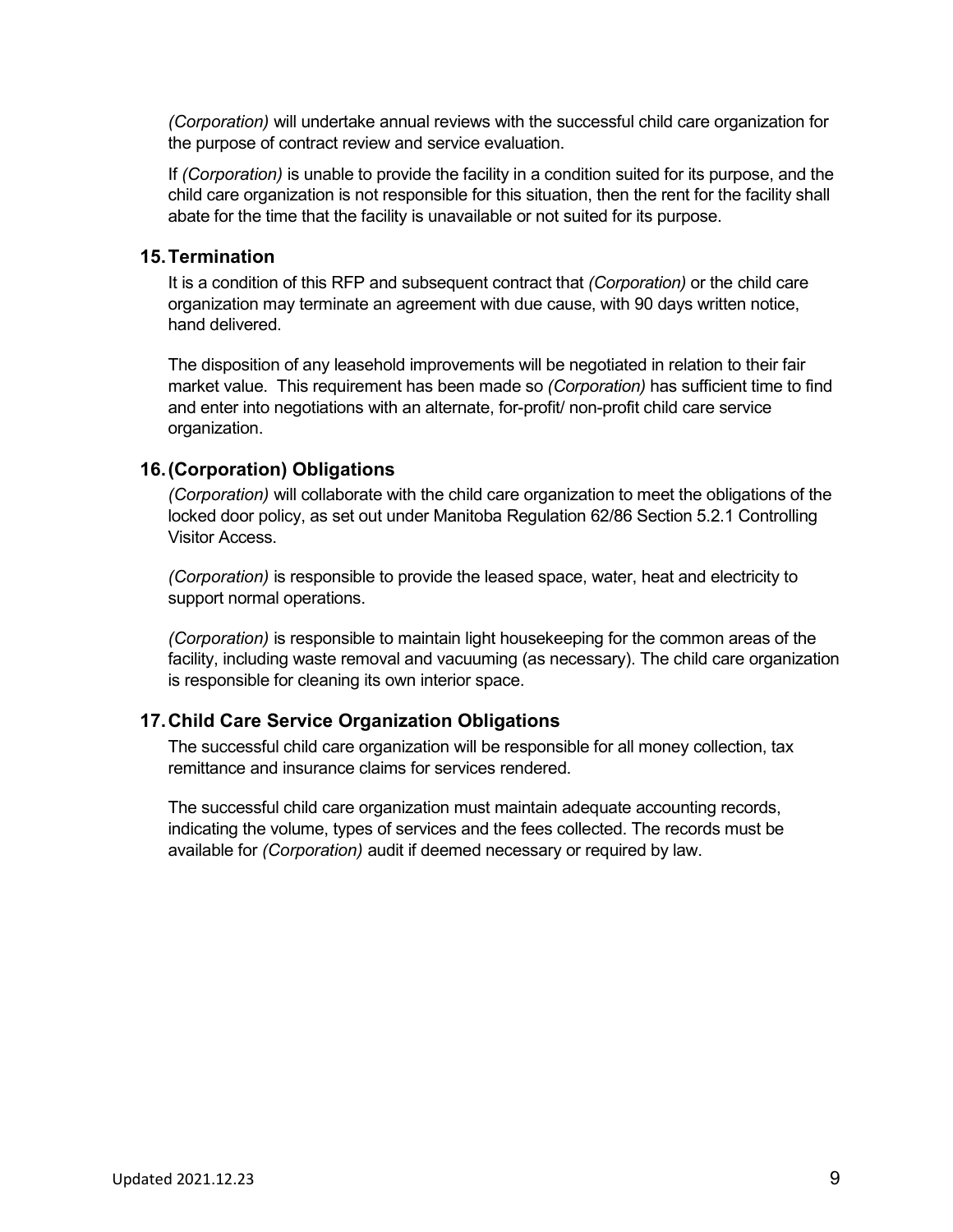*(Corporation)* will undertake annual reviews with the successful child care organization for the purpose of contract review and service evaluation.

If *(Corporation)* is unable to provide the facility in a condition suited for its purpose, and the child care organization is not responsible for this situation, then the rent for the facility shall abate for the time that the facility is unavailable or not suited for its purpose.

## 15. Termination

It is a condition of this RFP and subsequent contract that *(Corporation)* or the child care organization may terminate an agreement with due cause, with 90 days written notice, hand delivered.

The disposition of any leasehold improvements will be negotiated in relation to their fair market value. This requirement has been made so *(Corporation)* has sufficient time to find and enter into negotiations with an alternate, for-profit/ non-profit child care service organization.

## 16. (Corporation) Obligations

*(Corporation)* will collaborate with the child care organization to meet the obligations of the locked door policy, as set out under Manitoba Regulation 62/86 Section 5.2.1 Controlling Visitor Access.

*(Corporation)* is responsible to provide the leased space, water, heat and electricity to support normal operations.

*(Corporation)* is responsible to maintain light housekeeping for the common areas of the facility, including waste removal and vacuuming (as necessary). The child care organization is responsible for cleaning its own interior space.

## 17. Child Care Service Organization Obligations

The successful child care organization will be responsible for all money collection, tax remittance and insurance claims for services rendered.

The successful child care organization must maintain adequate accounting records, indicating the volume, types of services and the fees collected. The records must be available for *(Corporation)* audit if deemed necessary or required by law.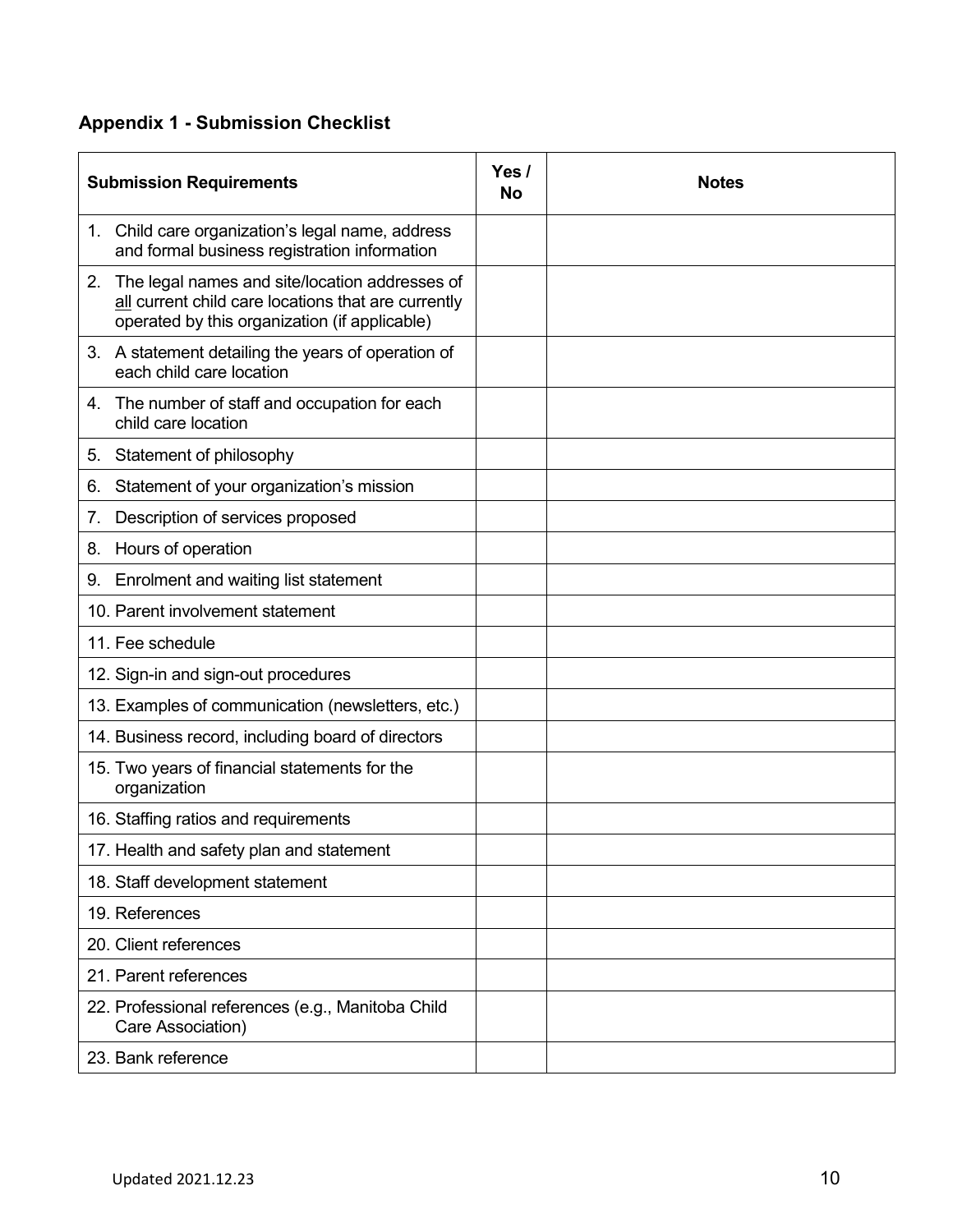## Appendix 1 - Submission Checklist

| Submission Requirements | Yes / No | Notes |
|---|---|---|
| 1. Child care organization's legal name, address and formal business registration information | | |
| 2. The legal names and site/location addresses of all current child care locations that are currently operated by this organization (if applicable) | | |
| 3. A statement detailing the years of operation of each child care location | | |
| 4. The number of staff and occupation for each child care location | | |
| 5. Statement of philosophy | | |
| 6. Statement of your organization's mission | | |
| 7. Description of services proposed | | |
| 8. Hours of operation | | |
| 9. Enrolment and waiting list statement | | |
| 10. Parent involvement statement | | |
| 11. Fee schedule | | |
| 12. Sign-in and sign-out procedures | | |
| 13. Examples of communication (newsletters, etc.) | | |
| 14. Business record, including board of directors | | |
| 15. Two years of financial statements for the organization | | |
| 16. Staffing ratios and requirements | | |
| 17. Health and safety plan and statement | | |
| 18. Staff development statement | | |
| 19. References | | |
| 20. Client references | | |
| 21. Parent references | | |
| 22. Professional references (e.g., Manitoba Child Care Association) | | |
| 23. Bank reference | | |

Updated 2021.12.23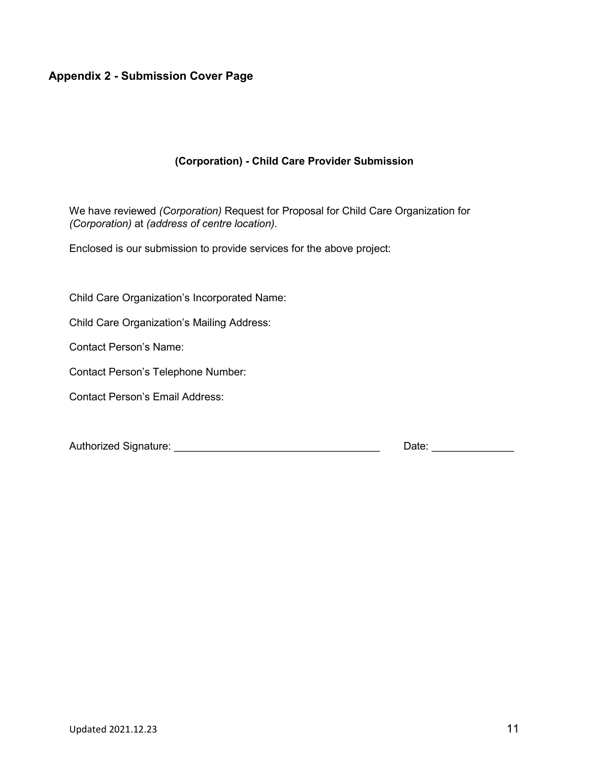## Appendix 2 - Submission Cover Page

**(Corporation) - Child Care Provider Submission**

We have reviewed *(Corporation)* Request for Proposal for Child Care Organization for *(Corporation)* at *(address of centre location)*.

Enclosed is our submission to provide services for the above project:

Child Care Organization's Incorporated Name:

Child Care Organization's Mailing Address:

Contact Person's Name:

Contact Person's Telephone Number:

Contact Person's Email Address:

Authorized Signature: ___________________________________ Date: _____________

Updated 2021.12.23